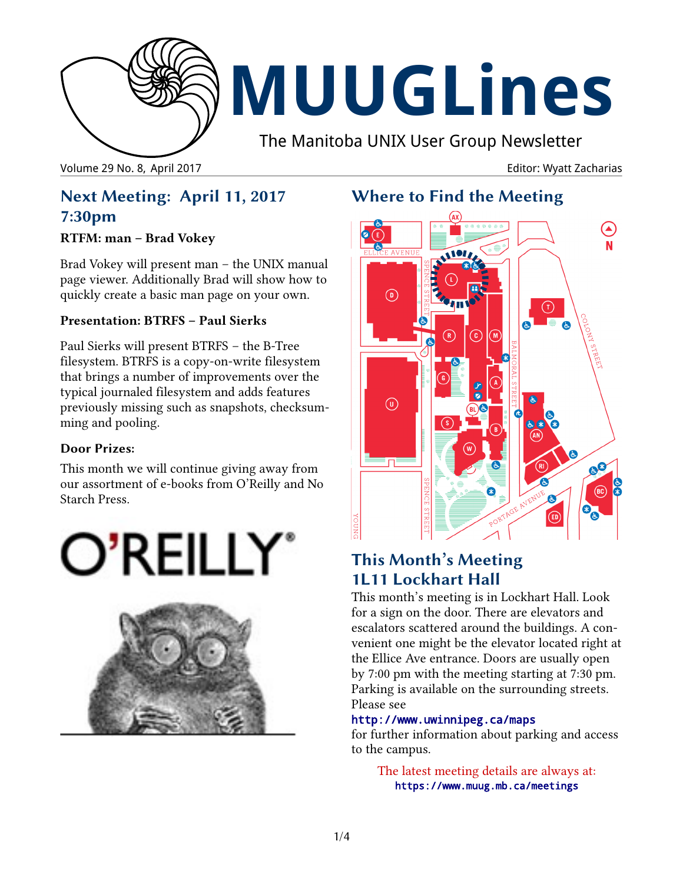# MUUGLines

The Manitoba UNIX User Group Newsletter

Volume 29 No. 8, April 2017 Editor: Wyatt Zacharias

## Next Meeting: April 11, 2017 7:30pm

### RTFM: man – Brad Vokey

Brad Vokey will present man – the UNIX manual page viewer. Additionally Brad will show how to quickly create a basic man page on your own.

### Presentation: BTRFS – Paul Sierks

Paul Sierks will present BTRFS – the B-Tree filesystem. BTRFS is a copy-on-write filesystem that brings a number of improvements over the typical journaled filesystem and adds features previously missing such as snapshots, checksumming and pooling.

### Door Prizes:

This month we will continue giving away from our assortment of e-books from O'Reilly and No Starch Press.

## Where to Find the Meeting

## This Month's Meeting 1L11 Lockhart Hall

This month's meeting is in Lockhart Hall. Look for a sign on the door. There are elevators and escalators scattered around the buildings. A convenient one might be the elevator located right at the Ellice Ave entrance. Doors are usually open by 7:00 pm with the meeting starting at 7:30 pm. Parking is available on the surrounding streets. Please see

`http://www.uwinnipeg.ca/maps`

for further information about parking and access to the campus.

The latest meeting details are always at:
`https://www.muug.mb.ca/meetings`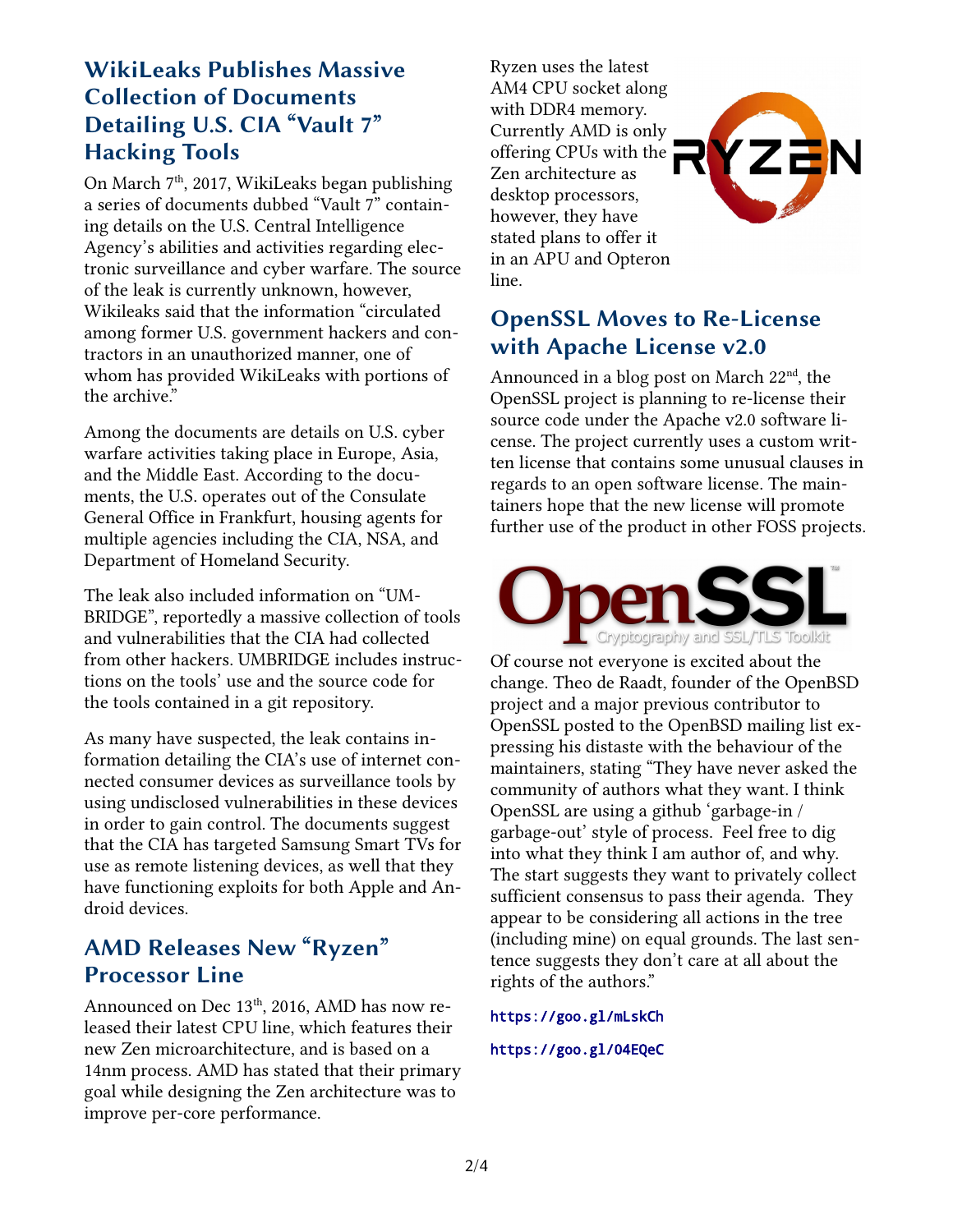## WikiLeaks Publishes Massive Collection of Documents Detailing U.S. CIA "Vault 7" Hacking Tools

On March 7th, 2017, WikiLeaks began publishing a series of documents dubbed "Vault 7" containing details on the U.S. Central Intelligence Agency's abilities and activities regarding electronic surveillance and cyber warfare. The source of the leak is currently unknown, however, Wikileaks said that the information "circulated among former U.S. government hackers and contractors in an unauthorized manner, one of whom has provided WikiLeaks with portions of the archive."

Among the documents are details on U.S. cyber warfare activities taking place in Europe, Asia, and the Middle East. According to the documents, the U.S. operates out of the Consulate General Office in Frankfurt, housing agents for multiple agencies including the CIA, NSA, and Department of Homeland Security.

The leak also included information on "UMBRIDGE", reportedly a massive collection of tools and vulnerabilities that the CIA had collected from other hackers. UMBRIDGE includes instructions on the tools' use and the source code for the tools contained in a git repository.

As many have suspected, the leak contains information detailing the CIA's use of internet connected consumer devices as surveillance tools by using undisclosed vulnerabilities in these devices in order to gain control. The documents suggest that the CIA has targeted Samsung Smart TVs for use as remote listening devices, as well that they have functioning exploits for both Apple and Android devices.

## AMD Releases New "Ryzen" Processor Line

Announced on Dec 13th, 2016, AMD has now released their latest CPU line, which features their new Zen microarchitecture, and is based on a 14nm process. AMD has stated that their primary goal while designing the Zen architecture was to improve per-core performance.

Ryzen uses the latest AM4 CPU socket along with DDR4 memory. Currently AMD is only offering CPUs with the Zen architecture as desktop processors, however, they have stated plans to offer it in an APU and Opteron line.

## OpenSSL Moves to Re-License with Apache License v2.0

Announced in a blog post on March 22nd, the OpenSSL project is planning to re-license their source code under the Apache v2.0 software license. The project currently uses a custom written license that contains some unusual clauses in regards to an open software license. The maintainers hope that the new license will promote further use of the product in other FOSS projects.

Of course not everyone is excited about the change. Theo de Raadt, founder of the OpenBSD project and a major previous contributor to OpenSSL posted to the OpenBSD mailing list expressing his distaste with the behaviour of the maintainers, stating "They have never asked the community of authors what they want. I think OpenSSL are using a github 'garbage-in / garbage-out' style of process. Feel free to dig into what they think I am author of, and why. The start suggests they want to privately collect sufficient consensus to pass their agenda. They appear to be considering all actions in the tree (including mine) on equal grounds. The last sentence suggests they don't care at all about the rights of the authors."

https://goo.gl/mLskCh

https://goo.gl/04EQeC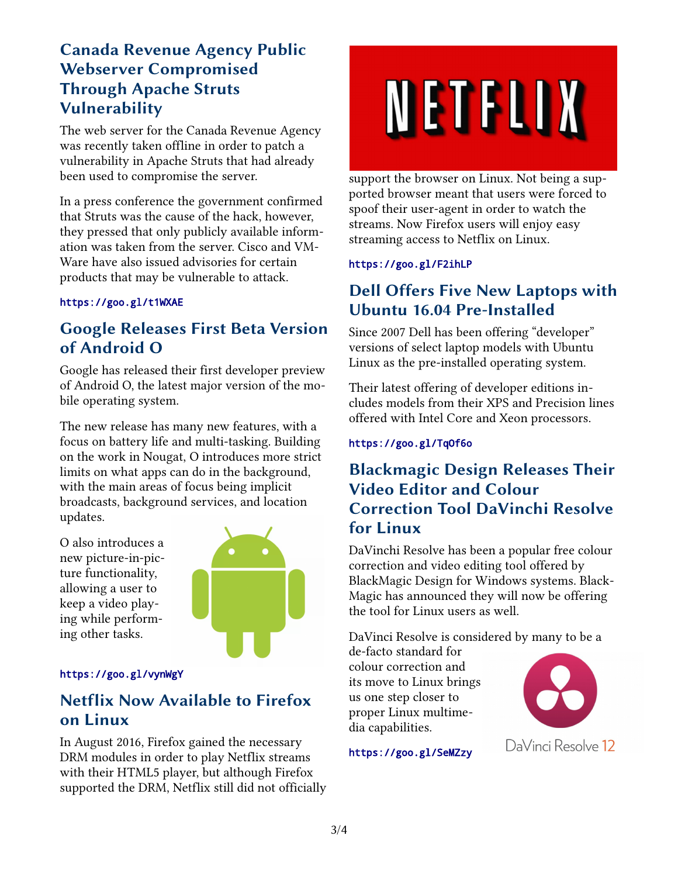## Canada Revenue Agency Public Webserver Compromised Through Apache Struts Vulnerability

The web server for the Canada Revenue Agency was recently taken offline in order to patch a vulnerability in Apache Struts that had already been used to compromise the server.

In a press conference the government confirmed that Struts was the cause of the hack, however, they pressed that only publicly available information was taken from the server. Cisco and VMWare have also issued advisories for certain products that may be vulnerable to attack.

https://goo.gl/t1WXAE

## Google Releases First Beta Version of Android O

Google has released their first developer preview of Android O, the latest major version of the mobile operating system.

The new release has many new features, with a focus on battery life and multi-tasking. Building on the work in Nougat, O introduces more strict limits on what apps can do in the background, with the main areas of focus being implicit broadcasts, background services, and location updates.

O also introduces a new picture-in-picture functionality, allowing a user to keep a video playing while performing other tasks.

https://goo.gl/vynWgY

## Netflix Now Available to Firefox on Linux

In August 2016, Firefox gained the necessary DRM modules in order to play Netflix streams with their HTML5 player, but although Firefox supported the DRM, Netflix still did not officially support the browser on Linux. Not being a supported browser meant that users were forced to spoof their user-agent in order to watch the streams. Now Firefox users will enjoy easy streaming access to Netflix on Linux.

https://goo.gl/F2ihLP

## Dell Offers Five New Laptops with Ubuntu 16.04 Pre-Installed

Since 2007 Dell has been offering “developer” versions of select laptop models with Ubuntu Linux as the pre-installed operating system.

Their latest offering of developer editions includes models from their XPS and Precision lines offered with Intel Core and Xeon processors.

https://goo.gl/Tq0f6o

## Blackmagic Design Releases Their Video Editor and Colour Correction Tool DaVinchi Resolve for Linux

DaVinchi Resolve has been a popular free colour correction and video editing tool offered by BlackMagic Design for Windows systems. BlackMagic has announced they will now be offering the tool for Linux users as well.

DaVinci Resolve is considered by many to be a de-facto standard for colour correction and its move to Linux brings us one step closer to proper Linux multimedia capabilities.

https://goo.gl/SeMZzy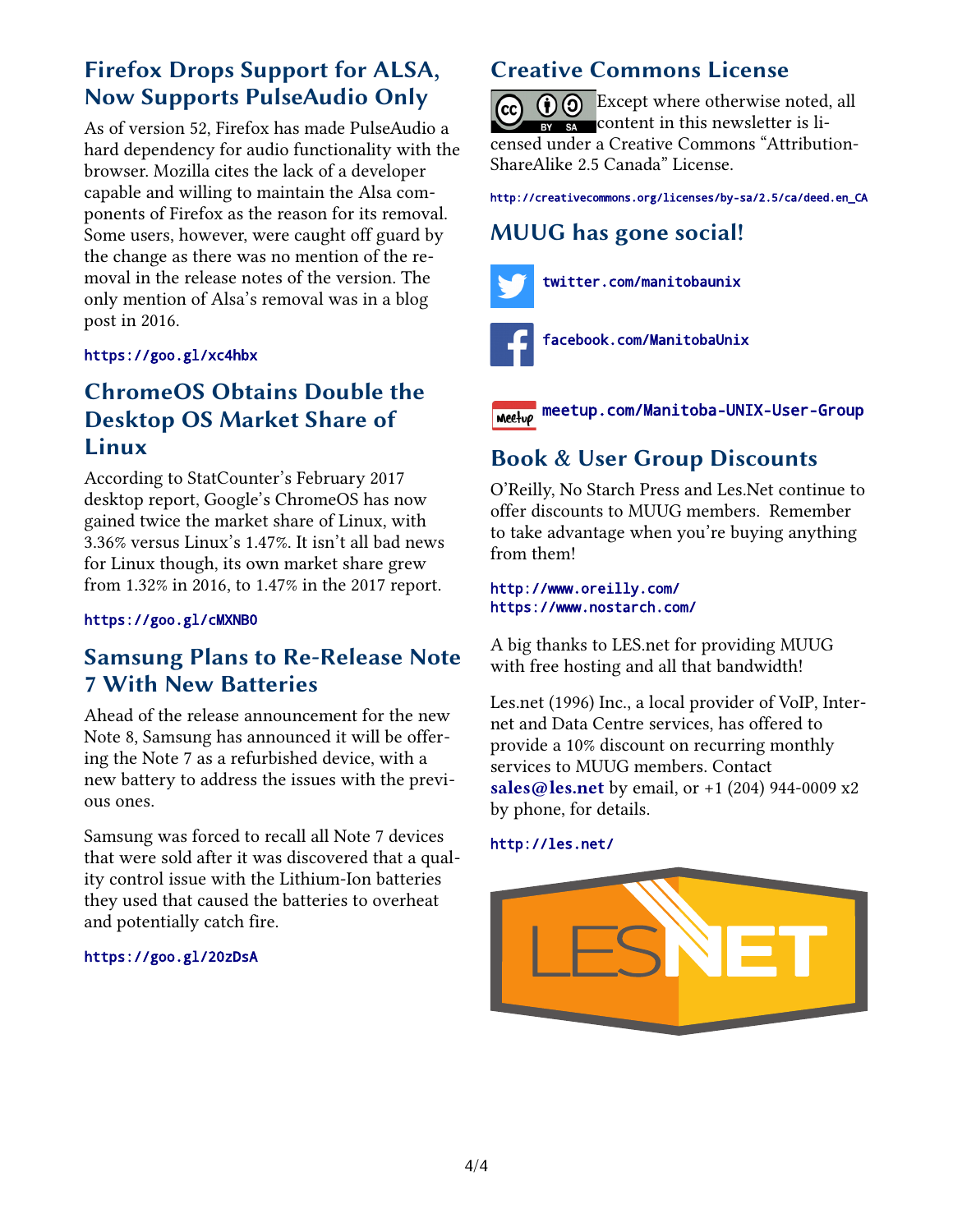## Firefox Drops Support for ALSA, Now Supports PulseAudio Only

As of version 52, Firefox has made PulseAudio a hard dependency for audio functionality with the browser. Mozilla cites the lack of a developer capable and willing to maintain the Alsa components of Firefox as the reason for its removal. Some users, however, were caught off guard by the change as there was no mention of the removal in the release notes of the version. The only mention of Alsa's removal was in a blog post in 2016.

https://goo.gl/xc4hbx

## ChromeOS Obtains Double the Desktop OS Market Share of Linux

According to StatCounter's February 2017 desktop report, Google's ChromeOS has now gained twice the market share of Linux, with 3.36% versus Linux's 1.47%. It isn't all bad news for Linux though, its own market share grew from 1.32% in 2016, to 1.47% in the 2017 report.

https://goo.gl/cMXNBO

## Samsung Plans to Re-Release Note 7 With New Batteries

Ahead of the release announcement for the new Note 8, Samsung has announced it will be offering the Note 7 as a refurbished device, with a new battery to address the issues with the previous ones.

Samsung was forced to recall all Note 7 devices that were sold after it was discovered that a quality control issue with the Lithium-Ion batteries they used that caused the batteries to overheat and potentially catch fire.

https://goo.gl/20zDsA

## Creative Commons License

Except where otherwise noted, all content in this newsletter is licensed under a Creative Commons "Attribution-ShareAlike 2.5 Canada" License.

http://creativecommons.org/licenses/by-sa/2.5/ca/deed.en_CA

## MUUG has gone social!

twitter.com/manitobaunix

facebook.com/ManitobaUnix

meetup.com/Manitoba-UNIX-User-Group

## Book & User Group Discounts

O'Reilly, No Starch Press and Les.Net continue to offer discounts to MUUG members. Remember to take advantage when you're buying anything from them!

http://www.oreilly.com/
https://www.nostarch.com/

A big thanks to LES.net for providing MUUG with free hosting and all that bandwidth!

Les.net (1996) Inc., a local provider of VoIP, Internet and Data Centre services, has offered to provide a 10% discount on recurring monthly services to MUUG members. Contact **sales@les.net** by email, or +1 (204) 944-0009 x2 by phone, for details.

http://les.net/